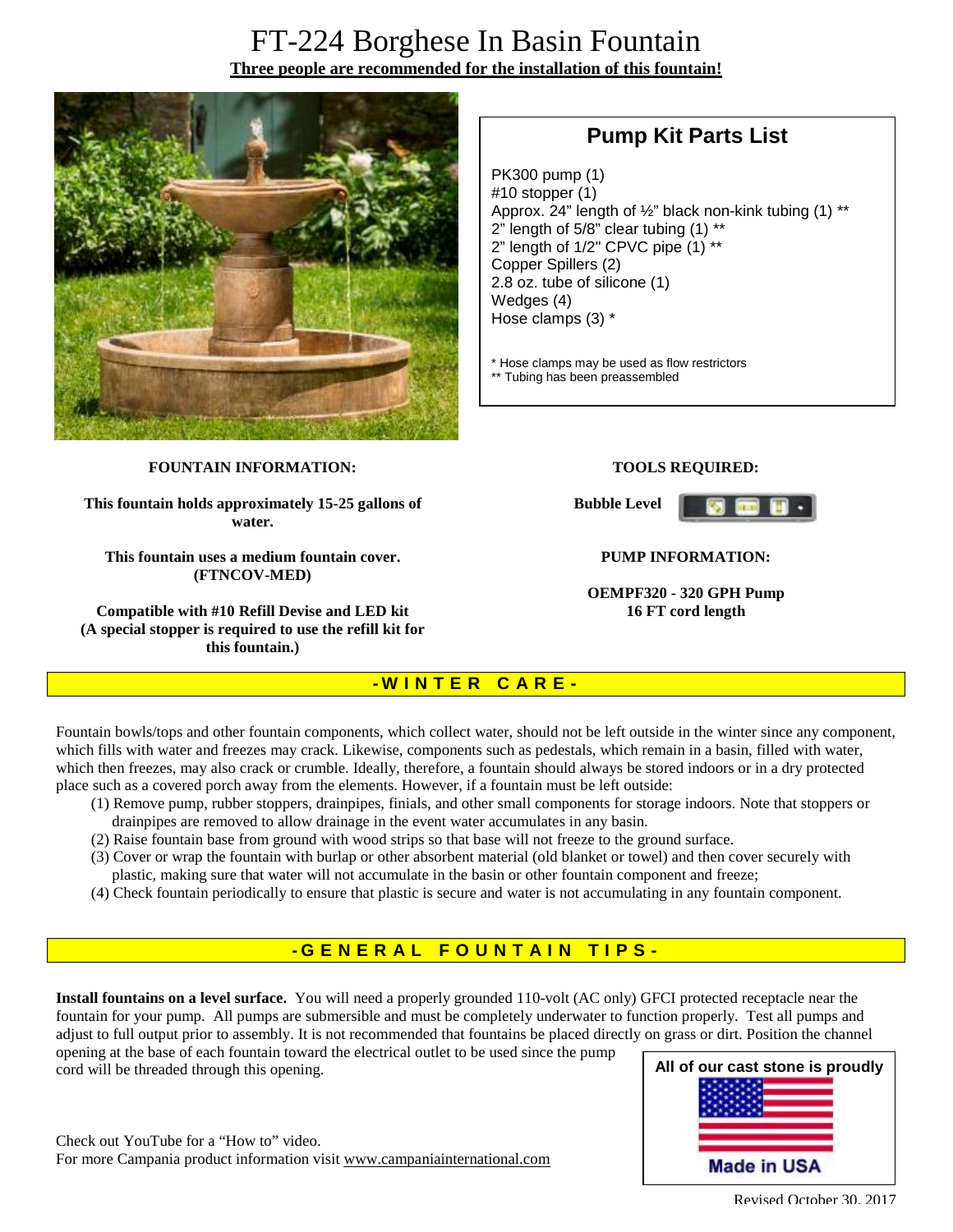# FT-224 Borghese In Basin Fountain

**<u>Three people are recommended for the installation of this fountain!</u>**

## Pump Kit Parts List

PK300 pump (1)
#10 stopper (1)
Approx. 24" length of ½" black non-kink tubing (1) **
2" length of 5/8" clear tubing (1) **
2" length of 1/2" CPVC pipe (1) **
Copper Spillers (2)
2.8 oz. tube of silicone (1)
Wedges (4)
Hose clamps (3) *

* Hose clamps may be used as flow restrictors
** Tubing has been preassembled

**FOUNTAIN INFORMATION:**

**This fountain holds approximately 15-25 gallons of water.**

**This fountain uses a medium fountain cover. (FTNCOV-MED)**

**Compatible with #10 Refill Devise and LED kit (A special stopper is required to use the refill kit for this fountain.)**

**TOOLS REQUIRED:**

**Bubble Level**

**PUMP INFORMATION:**

**OEMPF320 - 320 GPH Pump**
**16 FT cord length**

## -WINTER CARE-

Fountain bowls/tops and other fountain components, which collect water, should not be left outside in the winter since any component, which fills with water and freezes may crack. Likewise, components such as pedestals, which remain in a basin, filled with water, which then freezes, may also crack or crumble. Ideally, therefore, a fountain should always be stored indoors or in a dry protected place such as a covered porch away from the elements. However, if a fountain must be left outside:

(1) Remove pump, rubber stoppers, drainpipes, finials, and other small components for storage indoors. Note that stoppers or drainpipes are removed to allow drainage in the event water accumulates in any basin.
(2) Raise fountain base from ground with wood strips so that base will not freeze to the ground surface.
(3) Cover or wrap the fountain with burlap or other absorbent material (old blanket or towel) and then cover securely with plastic, making sure that water will not accumulate in the basin or other fountain component and freeze;
(4) Check fountain periodically to ensure that plastic is secure and water is not accumulating in any fountain component.

## -GENERAL FOUNTAIN TIPS-

**Install fountains on a level surface.** You will need a properly grounded 110-volt (AC only) GFCI protected receptacle near the fountain for your pump. All pumps are submersible and must be completely underwater to function properly. Test all pumps and adjust to full output prior to assembly. It is not recommended that fountains be placed directly on grass or dirt. Position the channel opening at the base of each fountain toward the electrical outlet to be used since the pump cord will be threaded through this opening.

Check out YouTube for a "How to" video.
For more Campania product information visit www.campaniainternational.com

**All of our cast stone is proudly Made in USA**

Revised October 30, 2017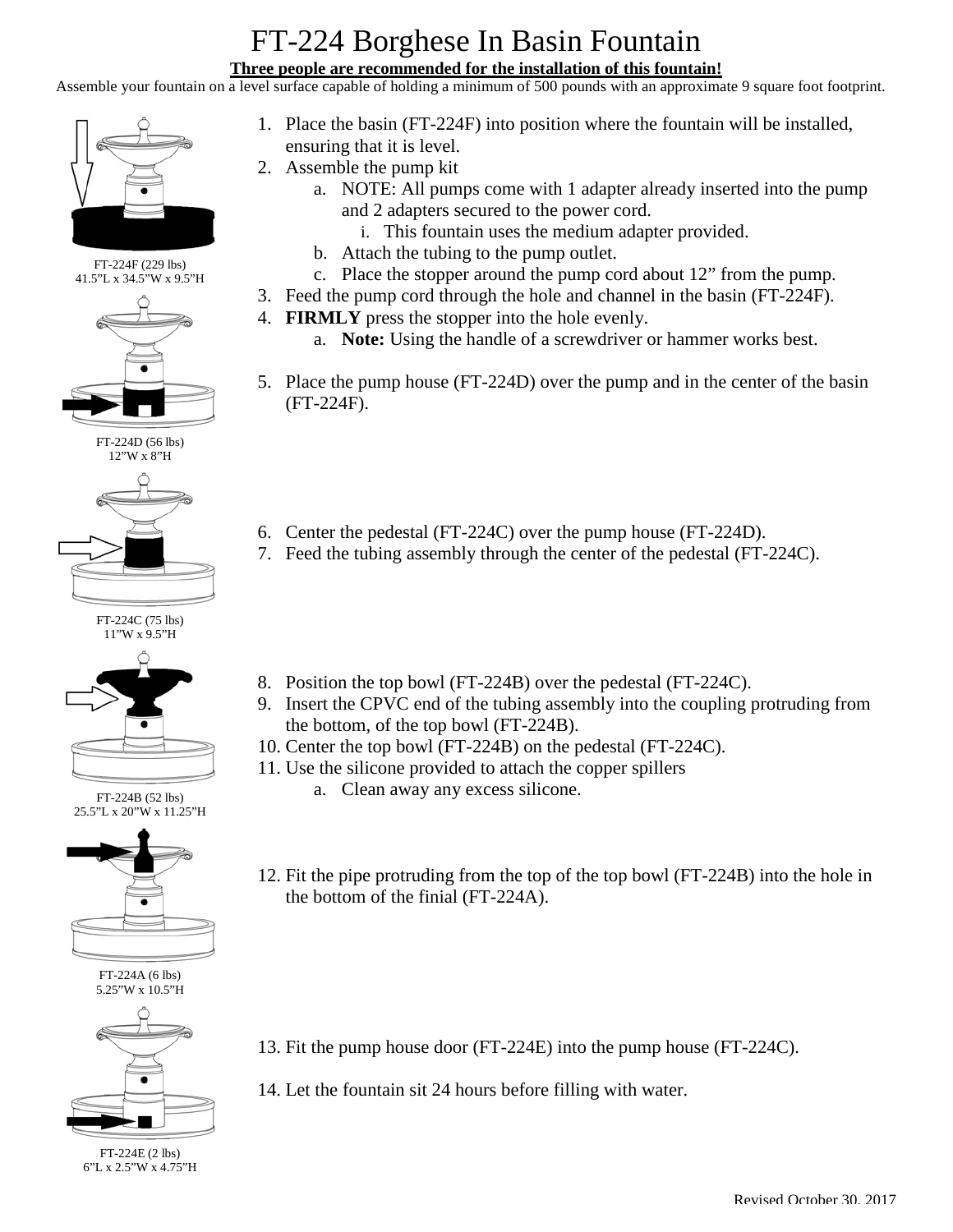# FT-224 Borghese In Basin Fountain

**Three people are recommended for the installation of this fountain!**

Assemble your fountain on a level surface capable of holding a minimum of 500 pounds with an approximate 9 square foot footprint.

FT-224F (229 lbs)
41.5"L x 34.5"W x 9.5"H

1. Place the basin (FT-224F) into position where the fountain will be installed, ensuring that it is level.
2. Assemble the pump kit
   a. NOTE: All pumps come with 1 adapter already inserted into the pump and 2 adapters secured to the power cord.
      i. This fountain uses the medium adapter provided.
   b. Attach the tubing to the pump outlet.
   c. Place the stopper around the pump cord about 12" from the pump.
3. Feed the pump cord through the hole and channel in the basin (FT-224F).
4. **FIRMLY** press the stopper into the hole evenly.
   a. **Note:** Using the handle of a screwdriver or hammer works best.

FT-224D (56 lbs)
12"W x 8"H

5. Place the pump house (FT-224D) over the pump and in the center of the basin (FT-224F).

FT-224C (75 lbs)
11"W x 9.5"H

6. Center the pedestal (FT-224C) over the pump house (FT-224D).
7. Feed the tubing assembly through the center of the pedestal (FT-224C).

FT-224B (52 lbs)
25.5"L x 20"W x 11.25"H

8. Position the top bowl (FT-224B) over the pedestal (FT-224C).
9. Insert the CPVC end of the tubing assembly into the coupling protruding from the bottom, of the top bowl (FT-224B).
10. Center the top bowl (FT-224B) on the pedestal (FT-224C).
11. Use the silicone provided to attach the copper spillers
    a. Clean away any excess silicone.

FT-224A (6 lbs)
5.25"W x 10.5"H

12. Fit the pipe protruding from the top of the top bowl (FT-224B) into the hole in the bottom of the finial (FT-224A).

FT-224E (2 lbs)
6"L x 2.5"W x 4.75"H

13. Fit the pump house door (FT-224E) into the pump house (FT-224C).

14. Let the fountain sit 24 hours before filling with water.

Revised October 30, 2017